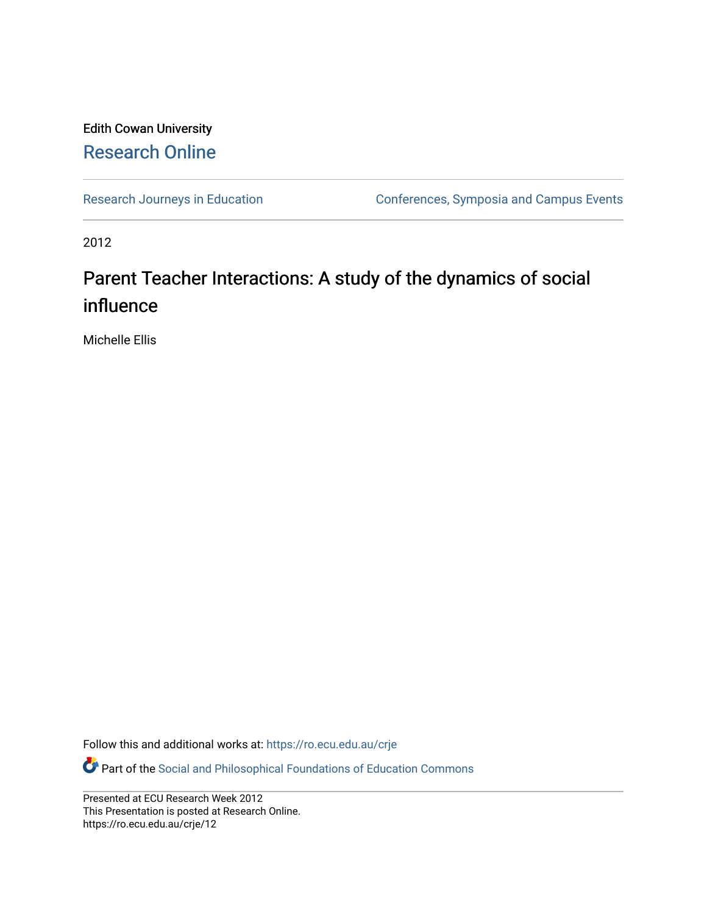Edith Cowan University

Research Online

Research Journeys in Education

Conferences, Symposia and Campus Events

2012

# Parent Teacher Interactions: A study of the dynamics of social influence

Michelle Ellis

Follow this and additional works at: https://ro.ecu.edu.au/crje

Part of the Social and Philosophical Foundations of Education Commons

Presented at ECU Research Week 2012
This Presentation is posted at Research Online.
https://ro.ecu.edu.au/crje/12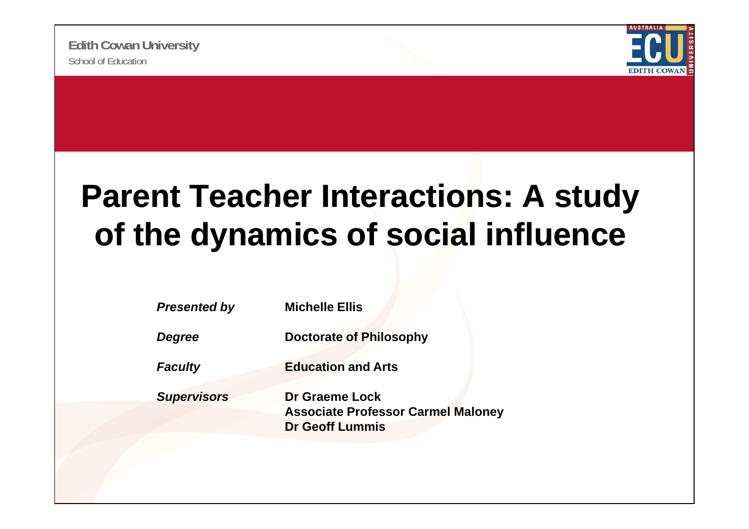Edith Cowan University

School of Education

# Parent Teacher Interactions: A study of the dynamics of social influence

| | |
|---|---|
| *Presented by* | **Michelle Ellis** |
| *Degree* | **Doctorate of Philosophy** |
| *Faculty* | **Education and Arts** |
| *Supervisors* | **Dr Graeme Lock**<br>**Associate Professor Carmel Maloney**<br>**Dr Geoff Lummis** |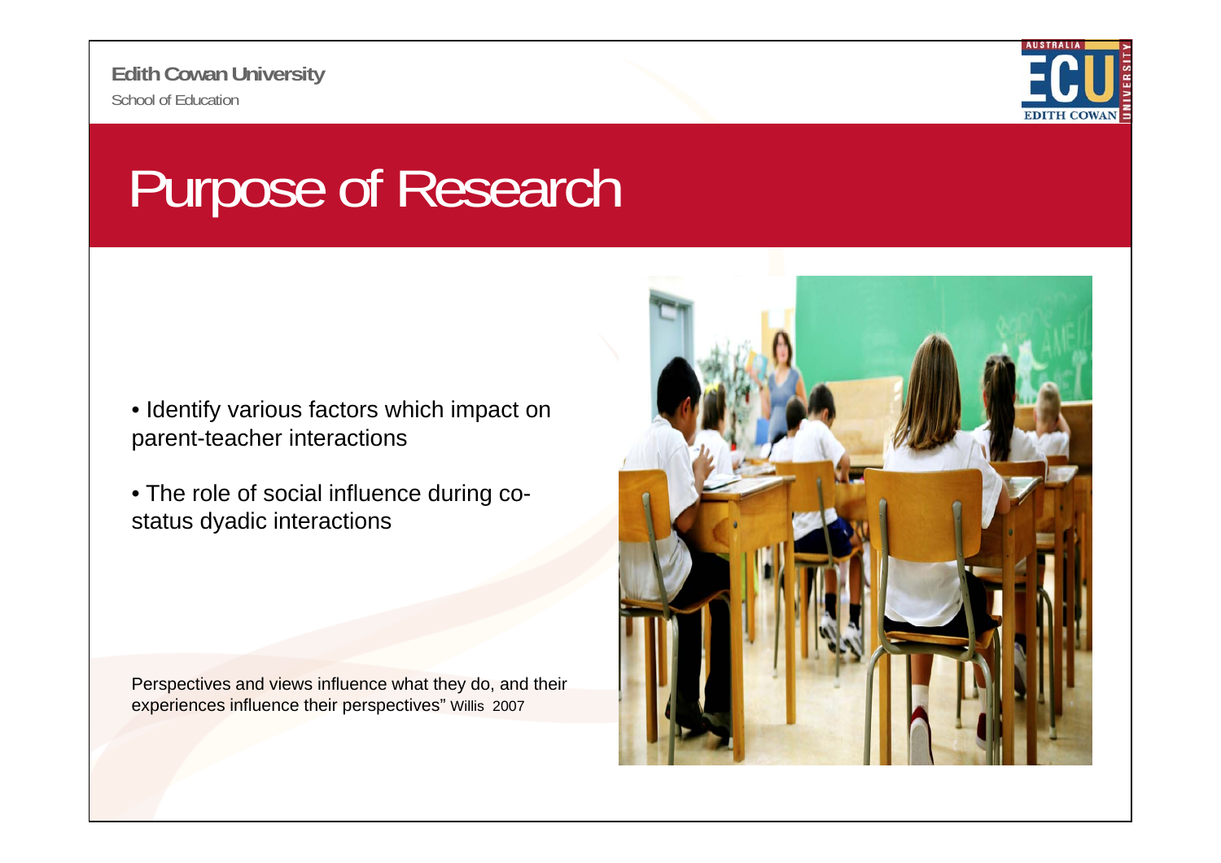# Purpose of Research

- Identify various factors which impact on parent-teacher interactions
- The role of social influence during co-status dyadic interactions

Perspectives and views influence what they do, and their experiences influence their perspectives" Willis 2007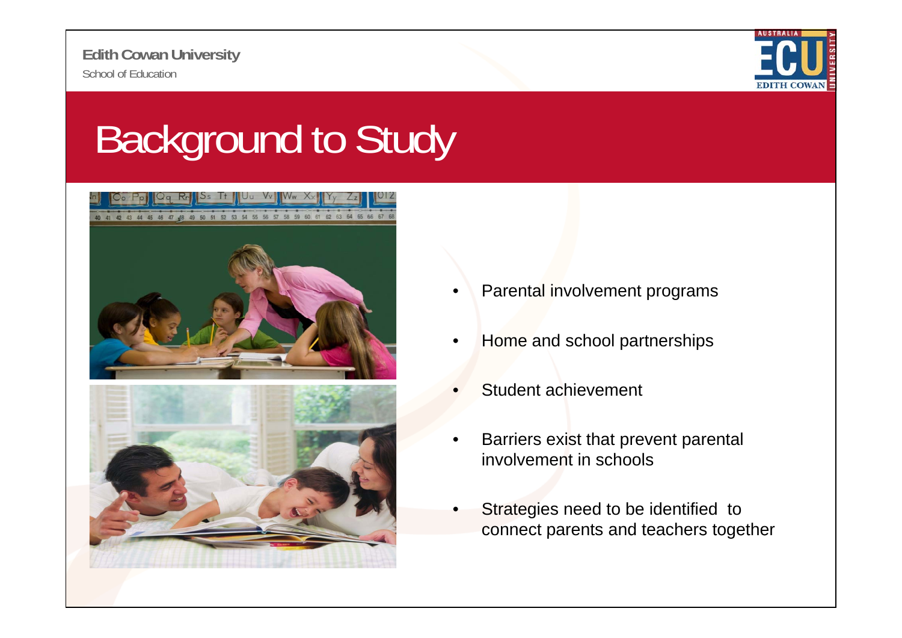# Background to Study

- Parental involvement programs
- Home and school partnerships
- Student achievement
- Barriers exist that prevent parental involvement in schools
- Strategies need to be identified to connect parents and teachers together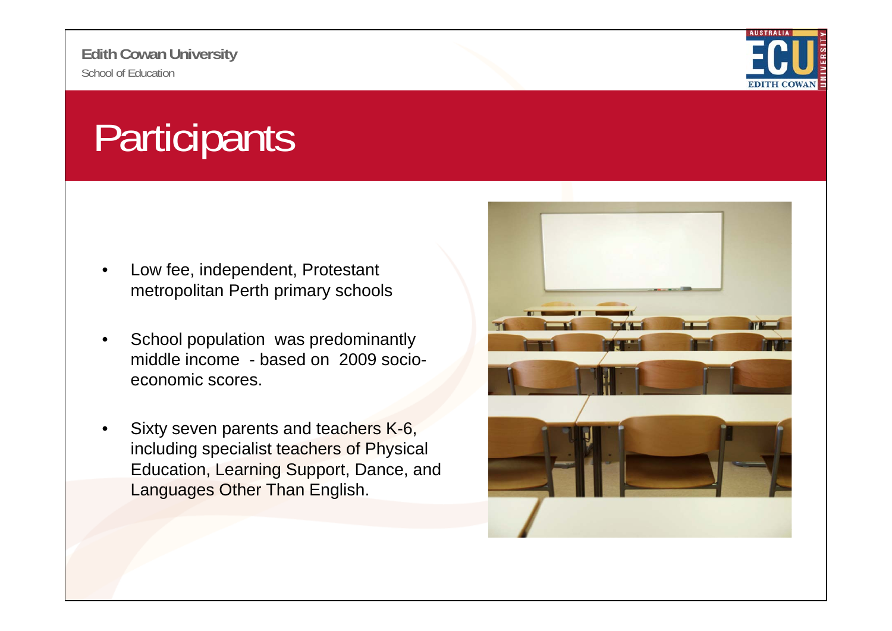# Participants

- Low fee, independent, Protestant metropolitan Perth primary schools
- School population was predominantly middle income - based on 2009 socio-economic scores.
- Sixty seven parents and teachers K-6, including specialist teachers of Physical Education, Learning Support, Dance, and Languages Other Than English.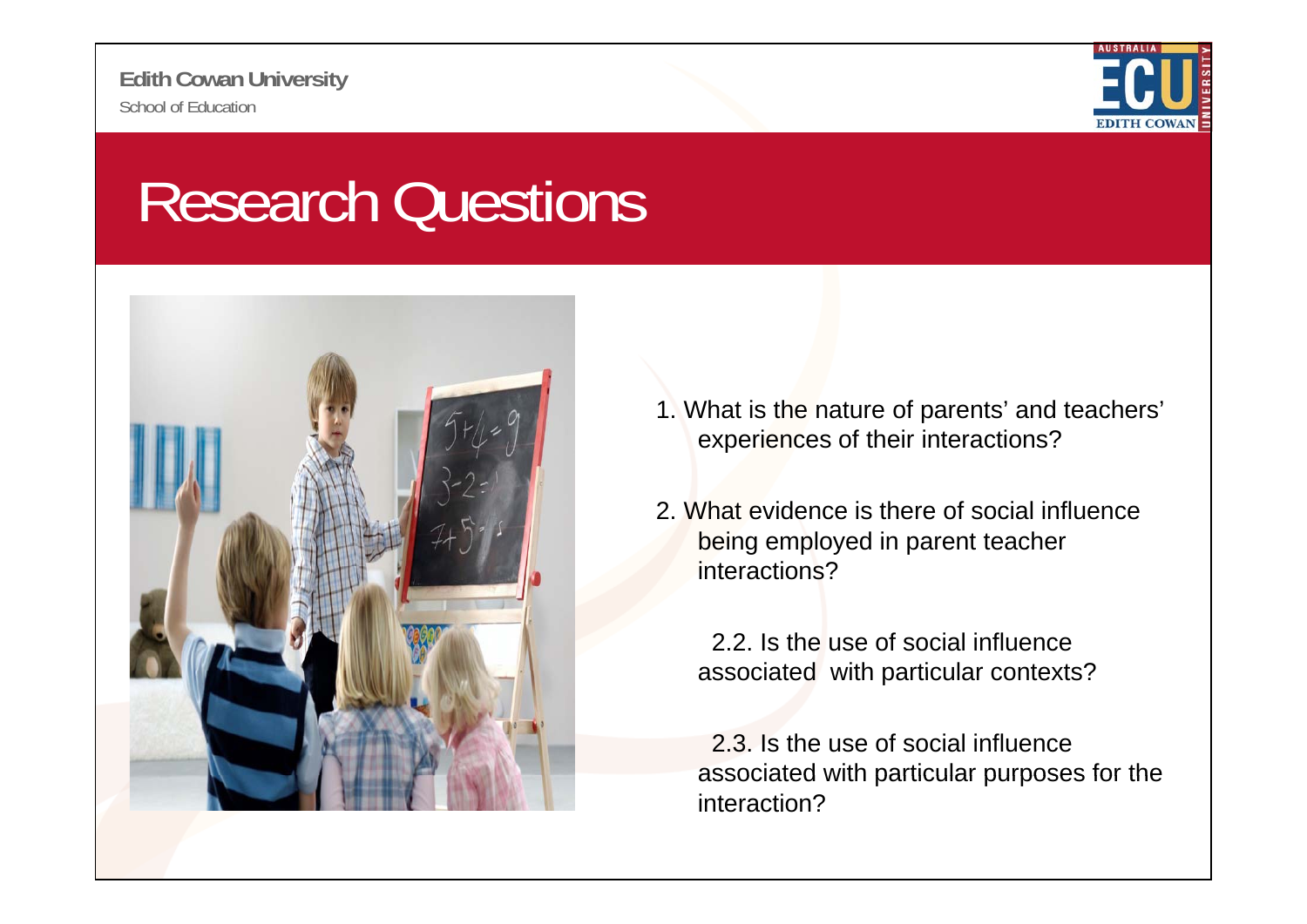# Research Questions

1. What is the nature of parents' and teachers' experiences of their interactions?

2. What evidence is there of social influence being employed in parent teacher interactions?

   2.2. Is the use of social influence associated with particular contexts?

   2.3. Is the use of social influence associated with particular purposes for the interaction?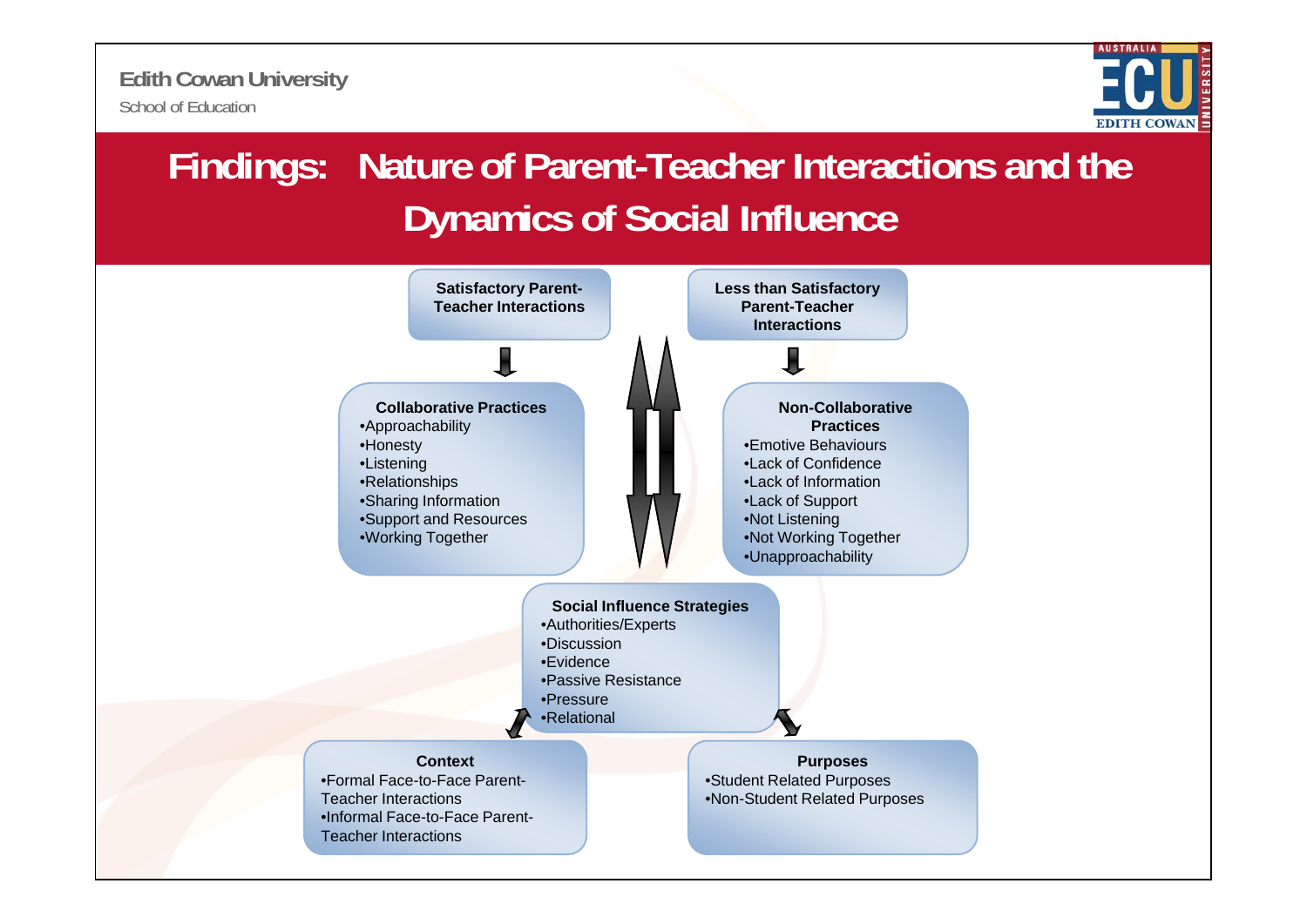Edith Cowan University

School of Education

# Findings: Nature of Parent-Teacher Interactions and the Dynamics of Social Influence

**Satisfactory Parent-Teacher Interactions**

**Collaborative Practices**
- Approachability
- Honesty
- Listening
- Relationships
- Sharing Information
- Support and Resources
- Working Together

**Less than Satisfactory Parent-Teacher Interactions**

**Non-Collaborative Practices**
- Emotive Behaviours
- Lack of Confidence
- Lack of Information
- Lack of Support
- Not Listening
- Not Working Together
- Unapproachability

**Social Influence Strategies**
- Authorities/Experts
- Discussion
- Evidence
- Passive Resistance
- Pressure
- Relational

**Context**
- Formal Face-to-Face Parent-Teacher Interactions
- Informal Face-to-Face Parent-Teacher Interactions

**Purposes**
- Student Related Purposes
- Non-Student Related Purposes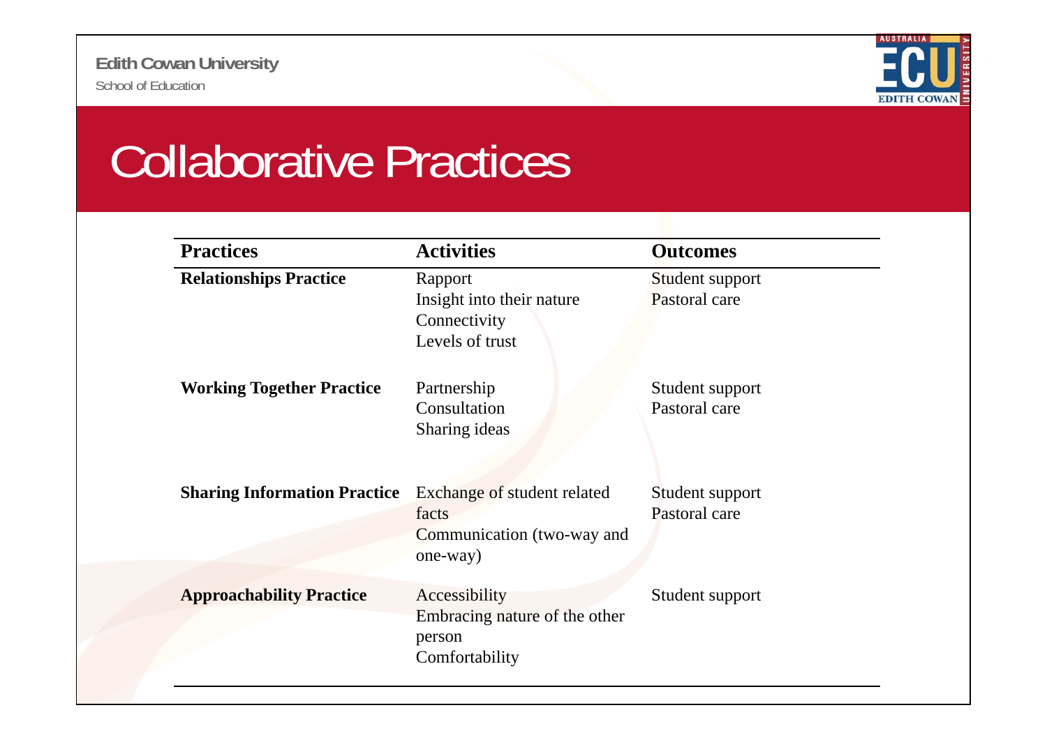# Collaborative Practices

| Practices | Activities | Outcomes |
|---|---|---|
| **Relationships Practice** | Rapport<br>Insight into their nature<br>Connectivity<br>Levels of trust | Student support<br>Pastoral care |
| **Working Together Practice** | Partnership<br>Consultation<br>Sharing ideas | Student support<br>Pastoral care |
| **Sharing Information Practice** | Exchange of student related facts<br>Communication (two-way and one-way) | Student support<br>Pastoral care |
| **Approachability Practice** | Accessibility<br>Embracing nature of the other person<br>Comfortability | Student support |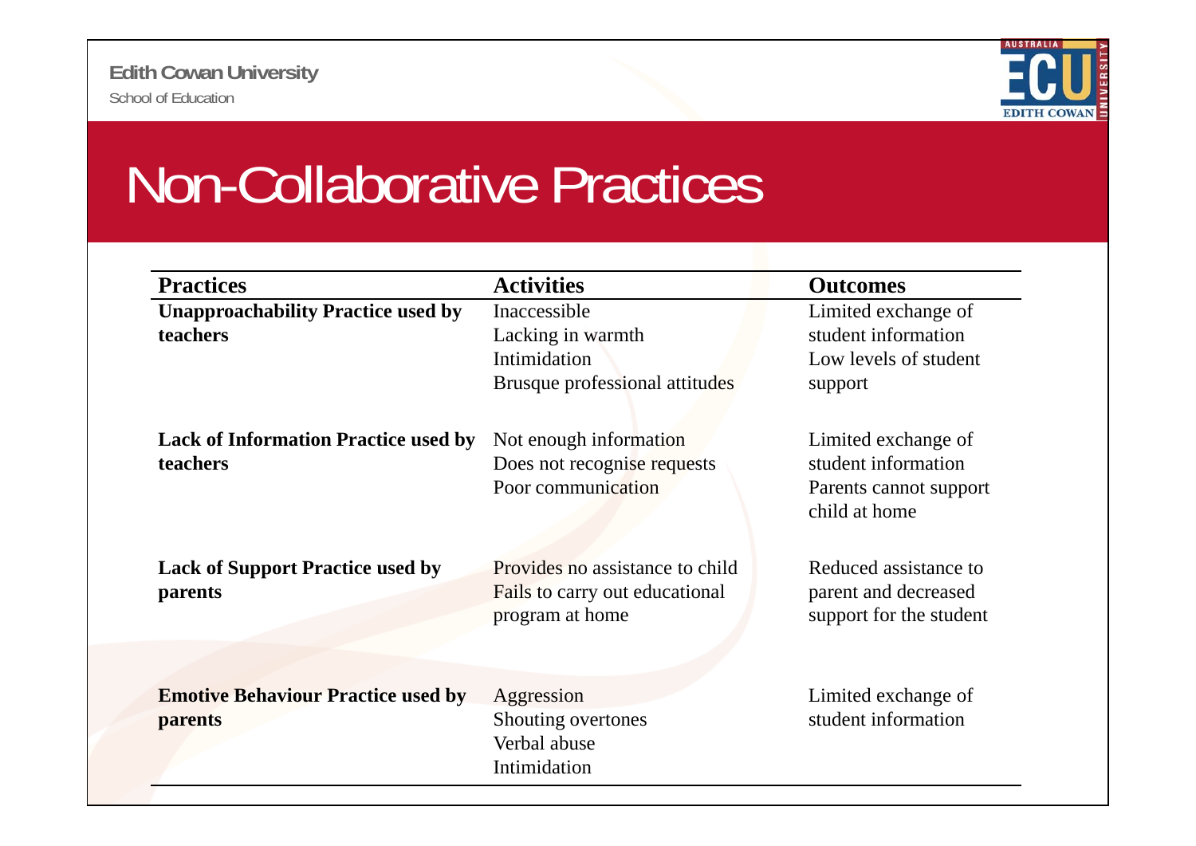# Non-Collaborative Practices

| Practices | Activities | Outcomes |
|---|---|---|
| **Unapproachability Practice used by teachers** | Inaccessible<br>Lacking in warmth<br>Intimidation<br>Brusque professional attitudes | Limited exchange of student information<br>Low levels of student support |
| **Lack of Information Practice used by teachers** | Not enough information<br>Does not recognise requests<br>Poor communication | Limited exchange of student information<br>Parents cannot support child at home |
| **Lack of Support Practice used by parents** | Provides no assistance to child<br>Fails to carry out educational program at home | Reduced assistance to parent and decreased support for the student |
| **Emotive Behaviour Practice used by parents** | Aggression<br>Shouting overtones<br>Verbal abuse<br>Intimidation | Limited exchange of student information |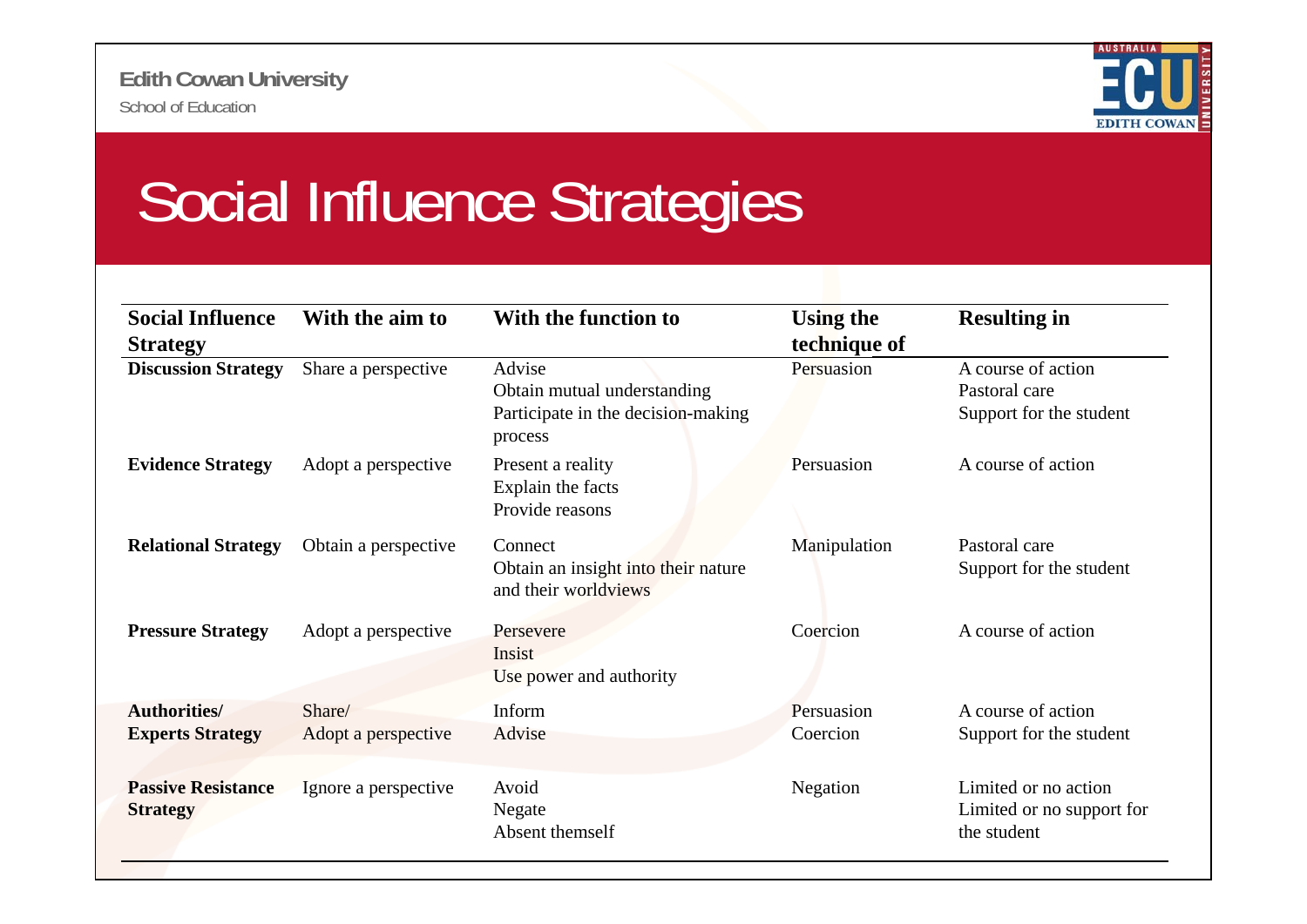# Social Influence Strategies

| Social Influence Strategy | With the aim to | With the function to | Using the technique of | Resulting in |
|---|---|---|---|---|
| **Discussion Strategy** | Share a perspective | Advise<br>Obtain mutual understanding<br>Participate in the decision-making process | Persuasion | A course of action<br>Pastoral care<br>Support for the student |
| **Evidence Strategy** | Adopt a perspective | Present a reality<br>Explain the facts<br>Provide reasons | Persuasion | A course of action |
| **Relational Strategy** | Obtain a perspective | Connect<br>Obtain an insight into their nature and their worldviews | Manipulation | Pastoral care<br>Support for the student |
| **Pressure Strategy** | Adopt a perspective | Persevere<br>Insist<br>Use power and authority | Coercion | A course of action |
| **Authorities/ Experts Strategy** | Share/<br>Adopt a perspective | Inform<br>Advise | Persuasion<br>Coercion | A course of action<br>Support for the student |
| **Passive Resistance Strategy** | Ignore a perspective | Avoid<br>Negate<br>Absent themself | Negation | Limited or no action<br>Limited or no support for the student |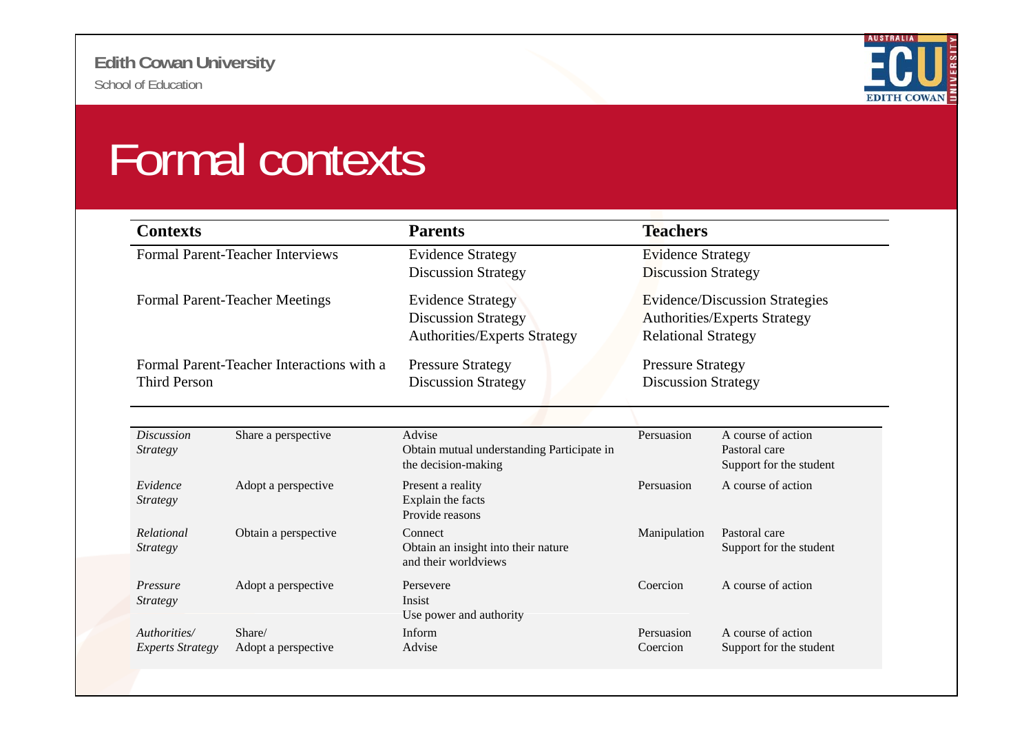# Formal contexts

| Contexts | Parents | Teachers |
|---|---|---|
| Formal Parent-Teacher Interviews | Evidence Strategy<br>Discussion Strategy | Evidence Strategy<br>Discussion Strategy |
| Formal Parent-Teacher Meetings | Evidence Strategy<br>Discussion Strategy<br>Authorities/Experts Strategy | Evidence/Discussion Strategies<br>Authorities/Experts Strategy<br>Relational Strategy |
| Formal Parent-Teacher Interactions with a Third Person | Pressure Strategy<br>Discussion Strategy | Pressure Strategy<br>Discussion Strategy |

| | | | | |
|---|---|---|---|---|
| *Discussion Strategy* | Share a perspective | Advise<br>Obtain mutual understanding Participate in the decision-making | Persuasion | A course of action<br>Pastoral care<br>Support for the student |
| *Evidence Strategy* | Adopt a perspective | Present a reality<br>Explain the facts<br>Provide reasons | Persuasion | A course of action |
| *Relational Strategy* | Obtain a perspective | Connect<br>Obtain an insight into their nature and their worldviews | Manipulation | Pastoral care<br>Support for the student |
| *Pressure Strategy* | Adopt a perspective | Persevere<br>Insist<br>Use power and authority | Coercion | A course of action |
| *Authorities/ Experts Strategy* | Share/<br>Adopt a perspective | Inform<br>Advise | Persuasion<br>Coercion | A course of action<br>Support for the student |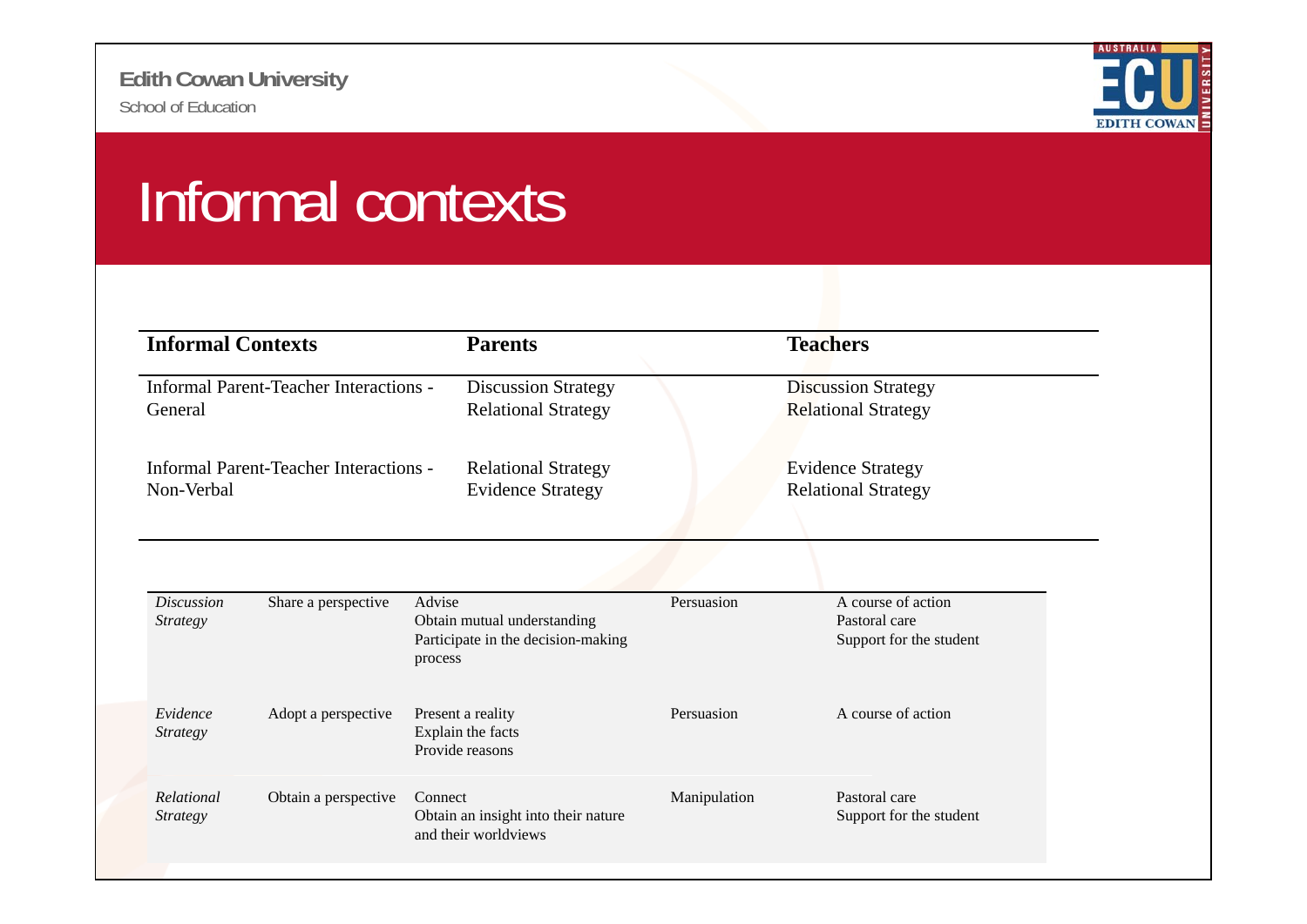# Informal contexts

| **Informal Contexts** | **Parents** | **Teachers** |
|---|---|---|
| Informal Parent-Teacher Interactions - General | Discussion Strategy<br>Relational Strategy | Discussion Strategy<br>Relational Strategy |
| Informal Parent-Teacher Interactions - Non-Verbal | Relational Strategy<br>Evidence Strategy | Evidence Strategy<br>Relational Strategy |

| | | | | |
|---|---|---|---|---|
| *Discussion Strategy* | Share a perspective | Advise<br>Obtain mutual understanding<br>Participate in the decision-making process | Persuasion | A course of action<br>Pastoral care<br>Support for the student |
| *Evidence Strategy* | Adopt a perspective | Present a reality<br>Explain the facts<br>Provide reasons | Persuasion | A course of action |
| *Relational Strategy* | Obtain a perspective | Connect<br>Obtain an insight into their nature and their worldviews | Manipulation | Pastoral care<br>Support for the student |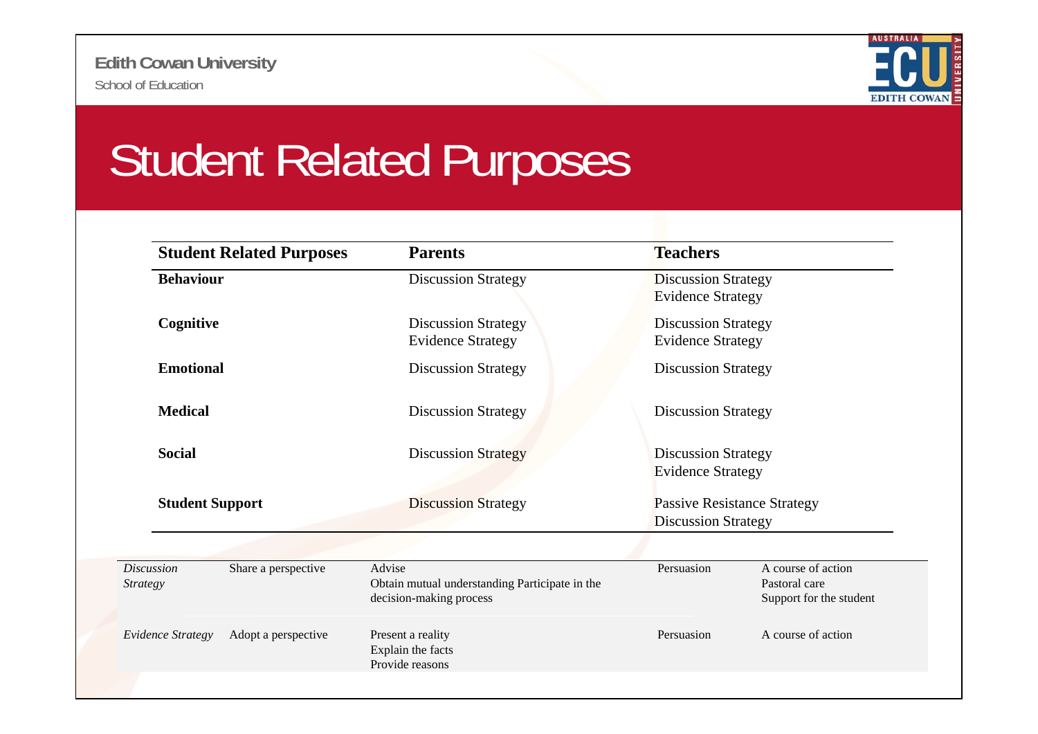# Student Related Purposes

| Student Related Purposes | Parents | Teachers |
|---|---|---|
| **Behaviour** | Discussion Strategy | Discussion Strategy<br>Evidence Strategy |
| **Cognitive** | Discussion Strategy<br>Evidence Strategy | Discussion Strategy<br>Evidence Strategy |
| **Emotional** | Discussion Strategy | Discussion Strategy |
| **Medical** | Discussion Strategy | Discussion Strategy |
| **Social** | Discussion Strategy | Discussion Strategy<br>Evidence Strategy |
| **Student Support** | Discussion Strategy | Passive Resistance Strategy<br>Discussion Strategy |

| | | | | |
|---|---|---|---|---|
| *Discussion Strategy* | Share a perspective | Advise<br>Obtain mutual understanding Participate in the decision-making process | Persuasion | A course of action<br>Pastoral care<br>Support for the student |
| *Evidence Strategy* | Adopt a perspective | Present a reality<br>Explain the facts<br>Provide reasons | Persuasion | A course of action |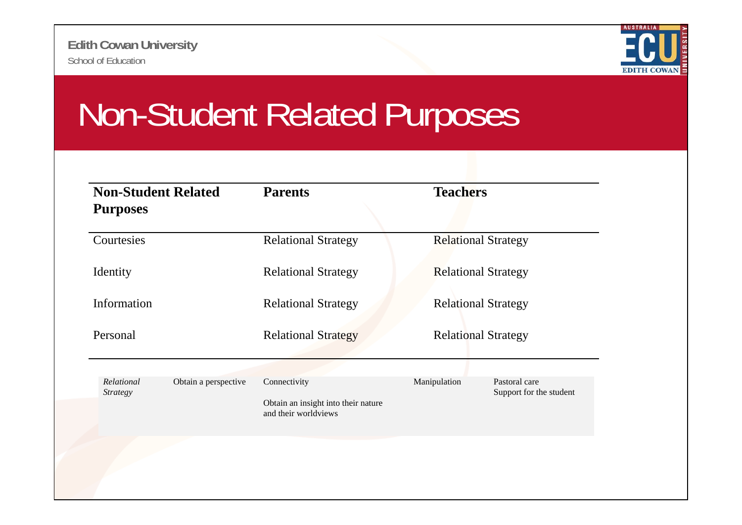# Non-Student Related Purposes

| Non-Student Related Purposes | Parents | Teachers |
|---|---|---|
| Courtesies | Relational Strategy | Relational Strategy |
| Identity | Relational Strategy | Relational Strategy |
| Information | Relational Strategy | Relational Strategy |
| Personal | Relational Strategy | Relational Strategy |

| *Relational Strategy* | Obtain a perspective | Connectivity<br><br>Obtain an insight into their nature and their worldviews | Manipulation | Pastoral care<br>Support for the student |
|---|---|---|---|---|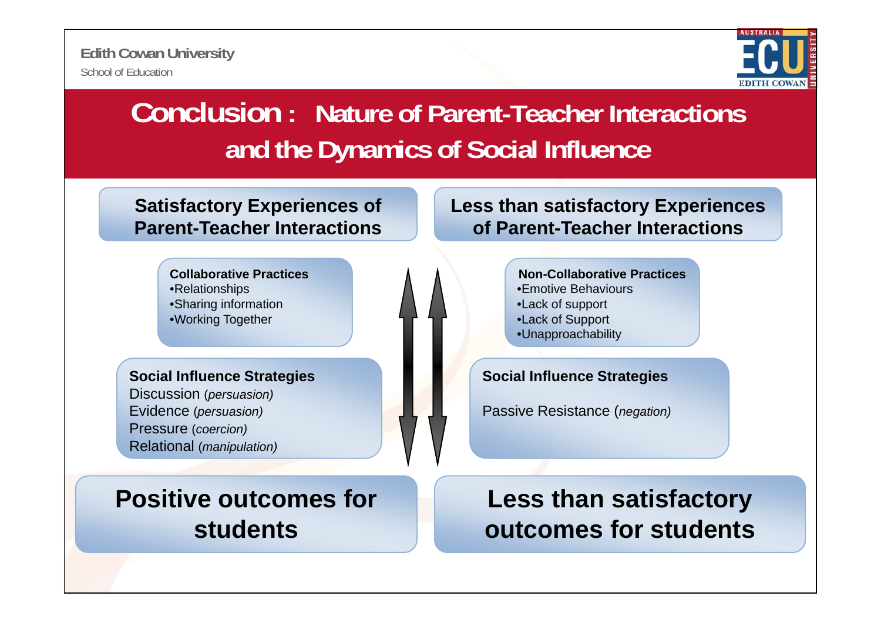# Conclusion : Nature of Parent-Teacher Interactions and the Dynamics of Social Influence

## Satisfactory Experiences of Parent-Teacher Interactions

**Collaborative Practices**
- Relationships
- Sharing information
- Working Together

**Social Influence Strategies**

Discussion (*persuasion)*
Evidence (*persuasion)*
Pressure (*coercion)*
Relational (*manipulation)*

**Positive outcomes for students**

## Less than satisfactory Experiences of Parent-Teacher Interactions

**Non-Collaborative Practices**
- Emotive Behaviours
- Lack of support
- Lack of Support
- Unapproachability

**Social Influence Strategies**

Passive Resistance (*negation)*

**Less than satisfactory outcomes for students**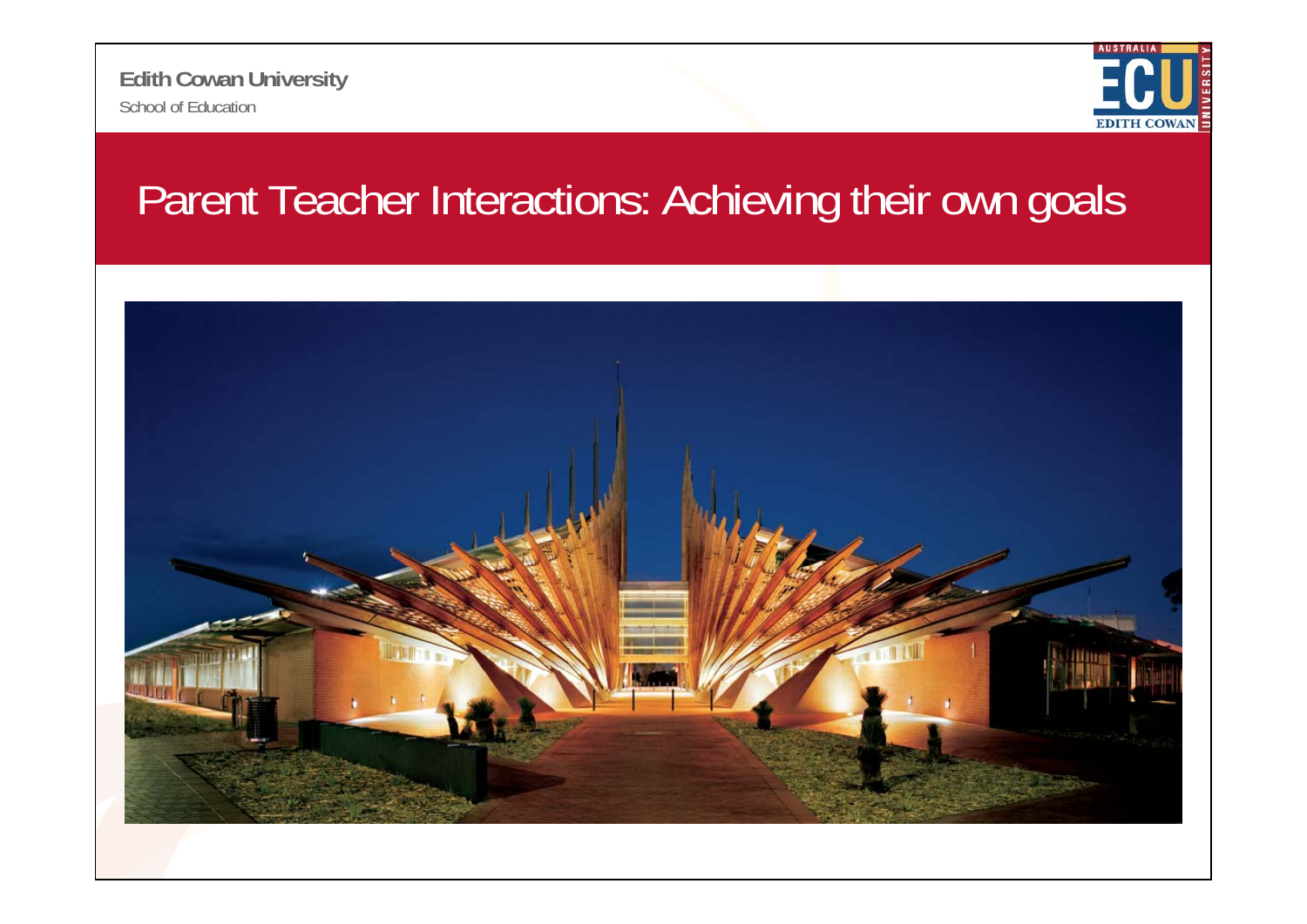Edith Cowan University

School of Education

# Parent Teacher Interactions: Achieving their own goals